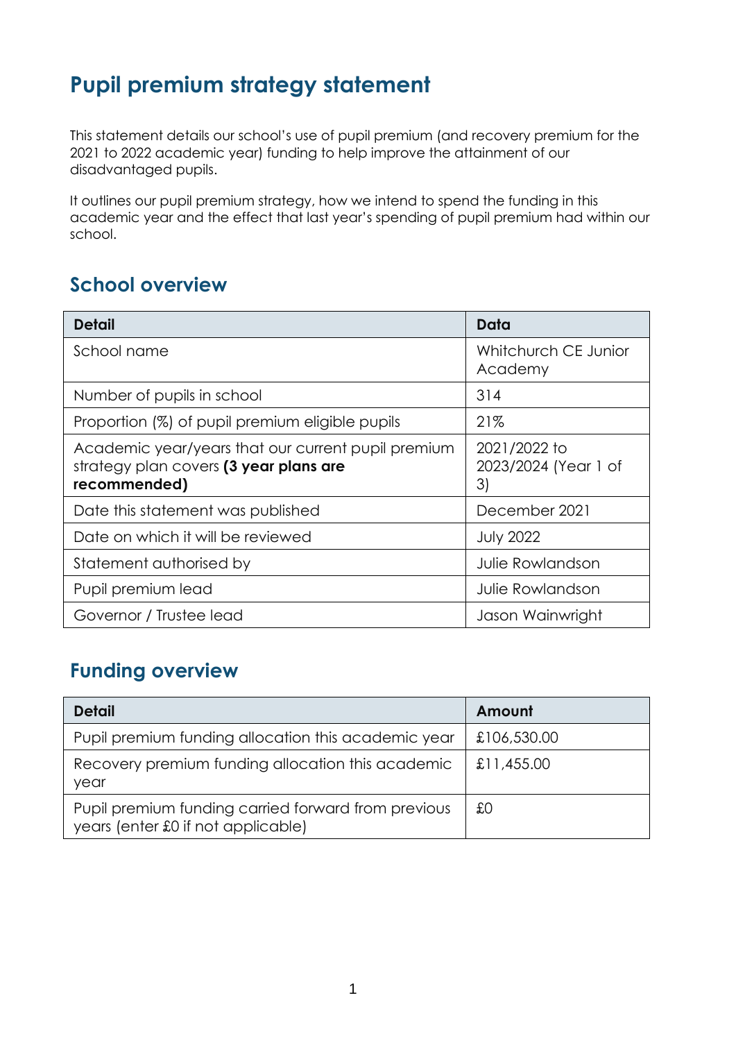# Pupil premium strategy statement

This statement details our school's use of pupil premium (and recovery premium for the 2021 to 2022 academic year) funding to help improve the attainment of our disadvantaged pupils.

It outlines our pupil premium strategy, how we intend to spend the funding in this academic year and the effect that last year's spending of pupil premium had within our school.

## School overview

| Detail | Data |
|---|---|
| School name | Whitchurch CE Junior Academy |
| Number of pupils in school | 314 |
| Proportion (%) of pupil premium eligible pupils | 21% |
| Academic year/years that our current pupil premium strategy plan covers **(3 year plans are recommended)** | 2021/2022 to 2023/2024 (Year 1 of 3) |
| Date this statement was published | December 2021 |
| Date on which it will be reviewed | July 2022 |
| Statement authorised by | Julie Rowlandson |
| Pupil premium lead | Julie Rowlandson |
| Governor / Trustee lead | Jason Wainwright |

## Funding overview

| Detail | Amount |
|---|---|
| Pupil premium funding allocation this academic year | £106,530.00 |
| Recovery premium funding allocation this academic year | £11,455.00 |
| Pupil premium funding carried forward from previous years (enter £0 if not applicable) | £0 |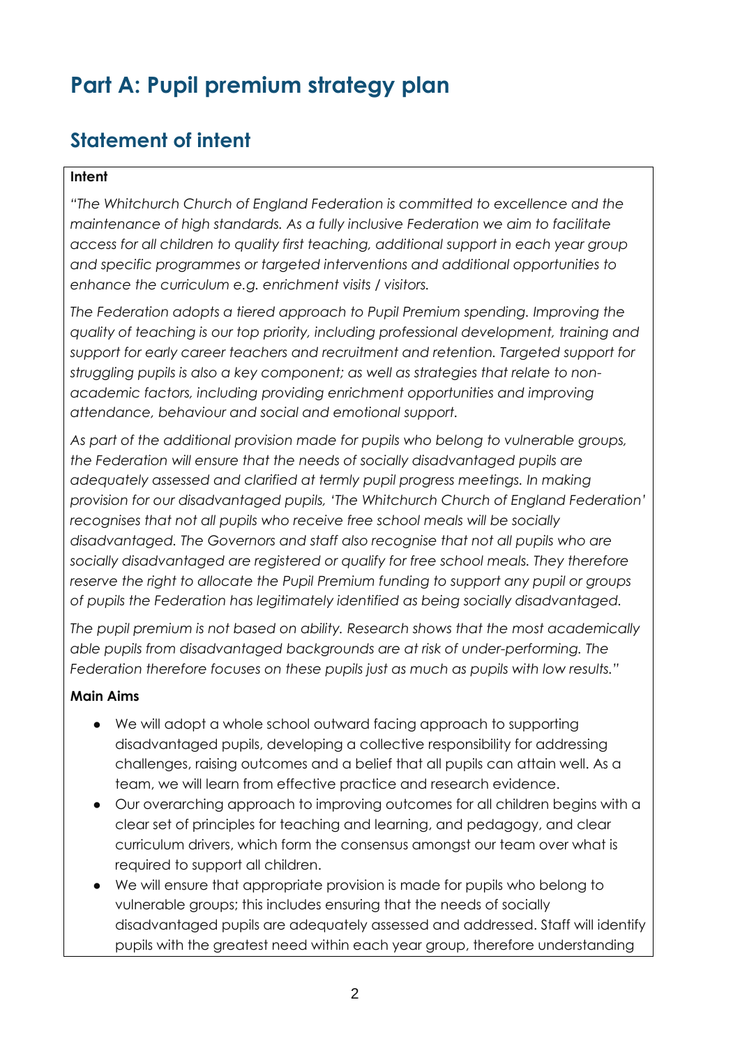# Part A: Pupil premium strategy plan

## Statement of intent

**Intent**

*"The Whitchurch Church of England Federation is committed to excellence and the maintenance of high standards. As a fully inclusive Federation we aim to facilitate access for all children to quality first teaching, additional support in each year group and specific programmes or targeted interventions and additional opportunities to enhance the curriculum e.g. enrichment visits / visitors.*

*The Federation adopts a tiered approach to Pupil Premium spending. Improving the quality of teaching is our top priority, including professional development, training and support for early career teachers and recruitment and retention. Targeted support for struggling pupils is also a key component; as well as strategies that relate to non-academic factors, including providing enrichment opportunities and improving attendance, behaviour and social and emotional support.*

*As part of the additional provision made for pupils who belong to vulnerable groups, the Federation will ensure that the needs of socially disadvantaged pupils are adequately assessed and clarified at termly pupil progress meetings. In making provision for our disadvantaged pupils, 'The Whitchurch Church of England Federation' recognises that not all pupils who receive free school meals will be socially disadvantaged. The Governors and staff also recognise that not all pupils who are socially disadvantaged are registered or qualify for free school meals. They therefore reserve the right to allocate the Pupil Premium funding to support any pupil or groups of pupils the Federation has legitimately identified as being socially disadvantaged.*

*The pupil premium is not based on ability. Research shows that the most academically able pupils from disadvantaged backgrounds are at risk of under-performing. The Federation therefore focuses on these pupils just as much as pupils with low results."*

**Main Aims**

- We will adopt a whole school outward facing approach to supporting disadvantaged pupils, developing a collective responsibility for addressing challenges, raising outcomes and a belief that all pupils can attain well. As a team, we will learn from effective practice and research evidence.
- Our overarching approach to improving outcomes for all children begins with a clear set of principles for teaching and learning, and pedagogy, and clear curriculum drivers, which form the consensus amongst our team over what is required to support all children.
- We will ensure that appropriate provision is made for pupils who belong to vulnerable groups; this includes ensuring that the needs of socially disadvantaged pupils are adequately assessed and addressed. Staff will identify pupils with the greatest need within each year group, therefore understanding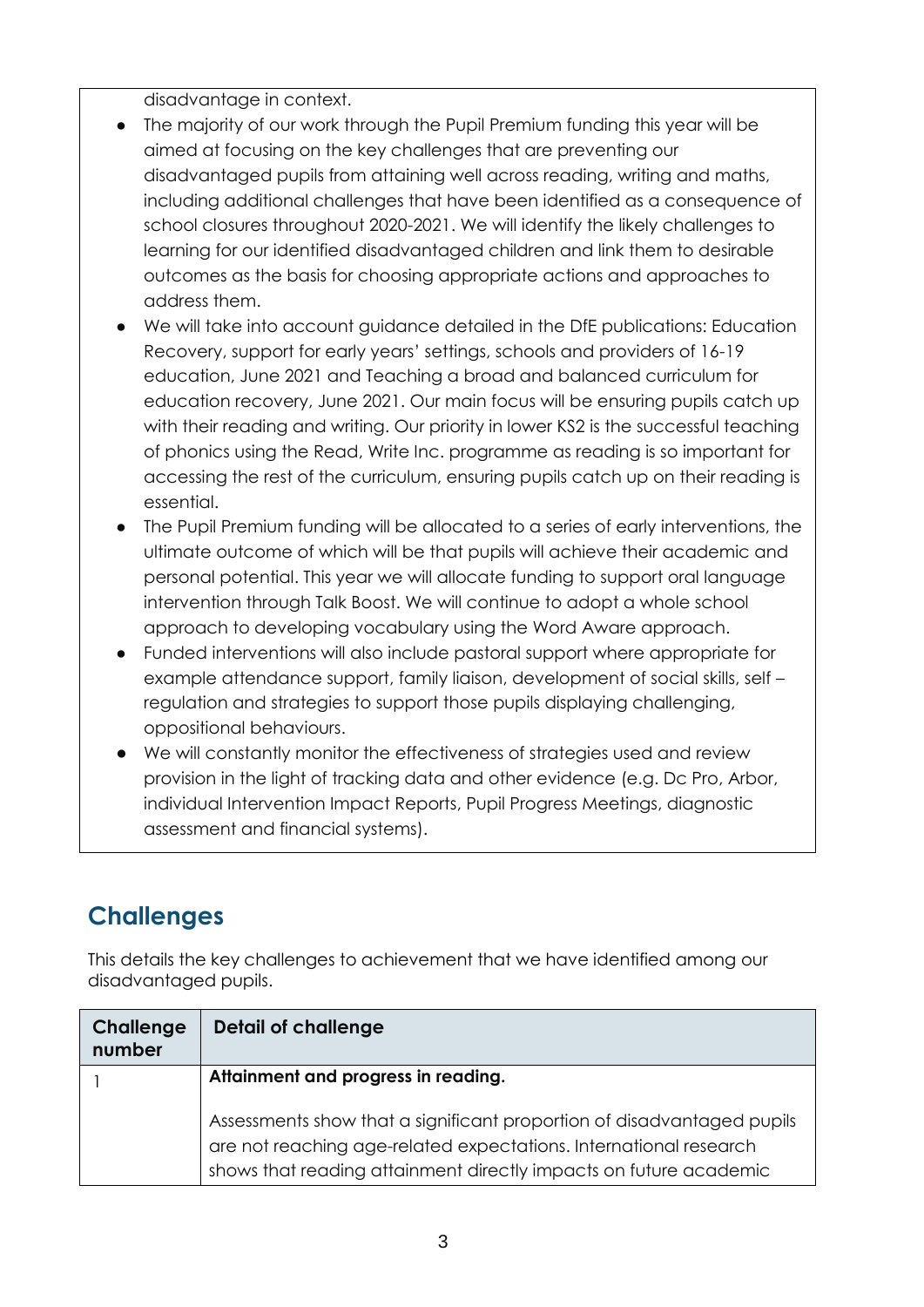disadvantage in context.

- The majority of our work through the Pupil Premium funding this year will be aimed at focusing on the key challenges that are preventing our disadvantaged pupils from attaining well across reading, writing and maths, including additional challenges that have been identified as a consequence of school closures throughout 2020-2021. We will identify the likely challenges to learning for our identified disadvantaged children and link them to desirable outcomes as the basis for choosing appropriate actions and approaches to address them.
- We will take into account guidance detailed in the DfE publications: Education Recovery, support for early years' settings, schools and providers of 16-19 education, June 2021 and Teaching a broad and balanced curriculum for education recovery, June 2021. Our main focus will be ensuring pupils catch up with their reading and writing. Our priority in lower KS2 is the successful teaching of phonics using the Read, Write Inc. programme as reading is so important for accessing the rest of the curriculum, ensuring pupils catch up on their reading is essential.
- The Pupil Premium funding will be allocated to a series of early interventions, the ultimate outcome of which will be that pupils will achieve their academic and personal potential. This year we will allocate funding to support oral language intervention through Talk Boost. We will continue to adopt a whole school approach to developing vocabulary using the Word Aware approach.
- Funded interventions will also include pastoral support where appropriate for example attendance support, family liaison, development of social skills, self – regulation and strategies to support those pupils displaying challenging, oppositional behaviours.
- We will constantly monitor the effectiveness of strategies used and review provision in the light of tracking data and other evidence (e.g. Dc Pro, Arbor, individual Intervention Impact Reports, Pupil Progress Meetings, diagnostic assessment and financial systems).

## Challenges

This details the key challenges to achievement that we have identified among our disadvantaged pupils.

| Challenge number | Detail of challenge |
|---|---|
| 1 | **Attainment and progress in reading.**<br><br>Assessments show that a significant proportion of disadvantaged pupils are not reaching age-related expectations. International research shows that reading attainment directly impacts on future academic |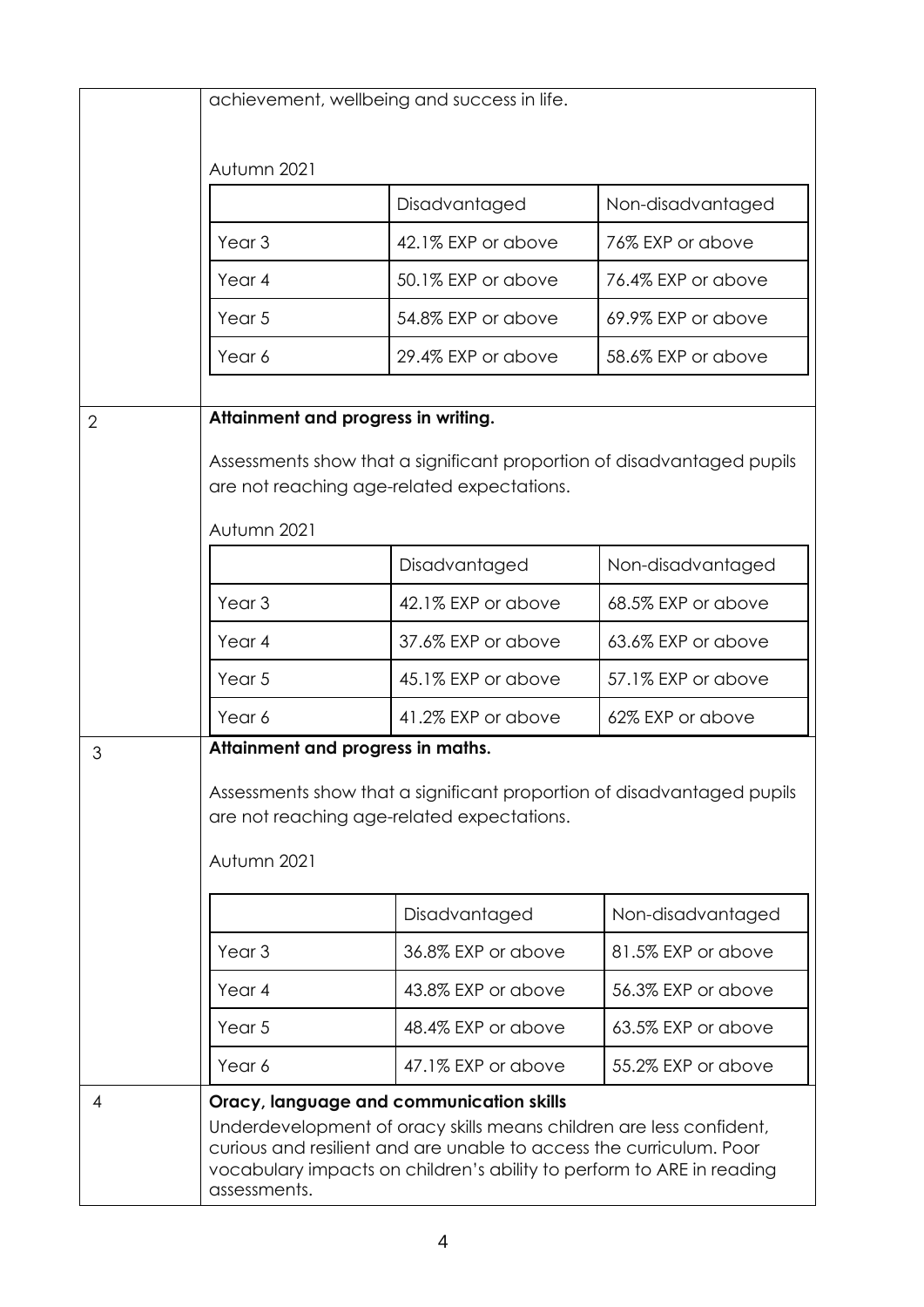achievement, wellbeing and success in life.

Autumn 2021

| | Disadvantaged | Non-disadvantaged |
|---|---|---|
| Year 3 | 42.1% EXP or above | 76% EXP or above |
| Year 4 | 50.1% EXP or above | 76.4% EXP or above |
| Year 5 | 54.8% EXP or above | 69.9% EXP or above |
| Year 6 | 29.4% EXP or above | 58.6% EXP or above |

2

**Attainment and progress in writing.**

Assessments show that a significant proportion of disadvantaged pupils are not reaching age-related expectations.

Autumn 2021

| | Disadvantaged | Non-disadvantaged |
|---|---|---|
| Year 3 | 42.1% EXP or above | 68.5% EXP or above |
| Year 4 | 37.6% EXP or above | 63.6% EXP or above |
| Year 5 | 45.1% EXP or above | 57.1% EXP or above |
| Year 6 | 41.2% EXP or above | 62% EXP or above |

3

**Attainment and progress in maths.**

Assessments show that a significant proportion of disadvantaged pupils are not reaching age-related expectations.

Autumn 2021

| | Disadvantaged | Non-disadvantaged |
|---|---|---|
| Year 3 | 36.8% EXP or above | 81.5% EXP or above |
| Year 4 | 43.8% EXP or above | 56.3% EXP or above |
| Year 5 | 48.4% EXP or above | 63.5% EXP or above |
| Year 6 | 47.1% EXP or above | 55.2% EXP or above |

4

**Oracy, language and communication skills**

Underdevelopment of oracy skills means children are less confident, curious and resilient and are unable to access the curriculum. Poor vocabulary impacts on children's ability to perform to ARE in reading assessments.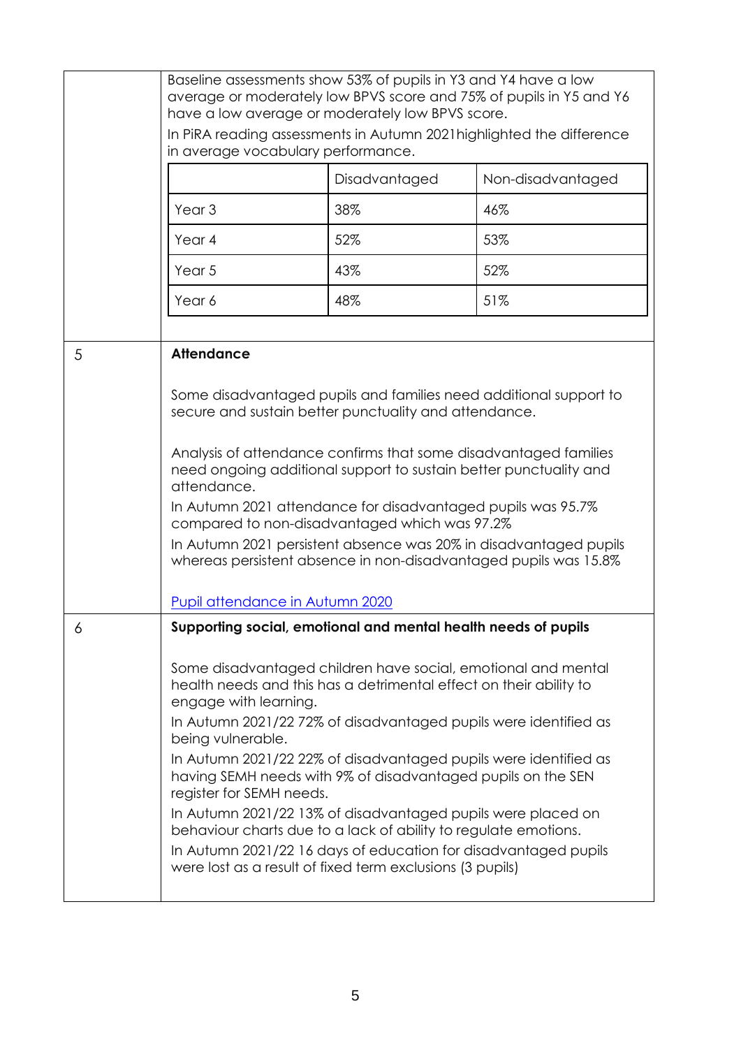| | |
|---|---|
| | Baseline assessments show 53% of pupils in Y3 and Y4 have a low average or moderately low BPVS score and 75% of pupils in Y5 and Y6 have a low average or moderately low BPVS score.<br><br>In PiRA reading assessments in Autumn 2021highlighted the difference in average vocabulary performance. |
| 5 | **Attendance**<br><br>Some disadvantaged pupils and families need additional support to secure and sustain better punctuality and attendance.<br><br>Analysis of attendance confirms that some disadvantaged families need ongoing additional support to sustain better punctuality and attendance.<br><br>In Autumn 2021 attendance for disadvantaged pupils was 95.7% compared to non-disadvantaged which was 97.2%<br><br>In Autumn 2021 persistent absence was 20% in disadvantaged pupils whereas persistent absence in non-disadvantaged pupils was 15.8%<br><br>Pupil attendance in Autumn 2020 |
| 6 | **Supporting social, emotional and mental health needs of pupils**<br><br>Some disadvantaged children have social, emotional and mental health needs and this has a detrimental effect on their ability to engage with learning.<br><br>In Autumn 2021/22 72% of disadvantaged pupils were identified as being vulnerable.<br><br>In Autumn 2021/22 22% of disadvantaged pupils were identified as having SEMH needs with 9% of disadvantaged pupils on the SEN register for SEMH needs.<br><br>In Autumn 2021/22 13% of disadvantaged pupils were placed on behaviour charts due to a lack of ability to regulate emotions.<br><br>In Autumn 2021/22 16 days of education for disadvantaged pupils were lost as a result of fixed term exclusions (3 pupils) |

| | Disadvantaged | Non-disadvantaged |
|---|---|---|
| Year 3 | 38% | 46% |
| Year 4 | 52% | 53% |
| Year 5 | 43% | 52% |
| Year 6 | 48% | 51% |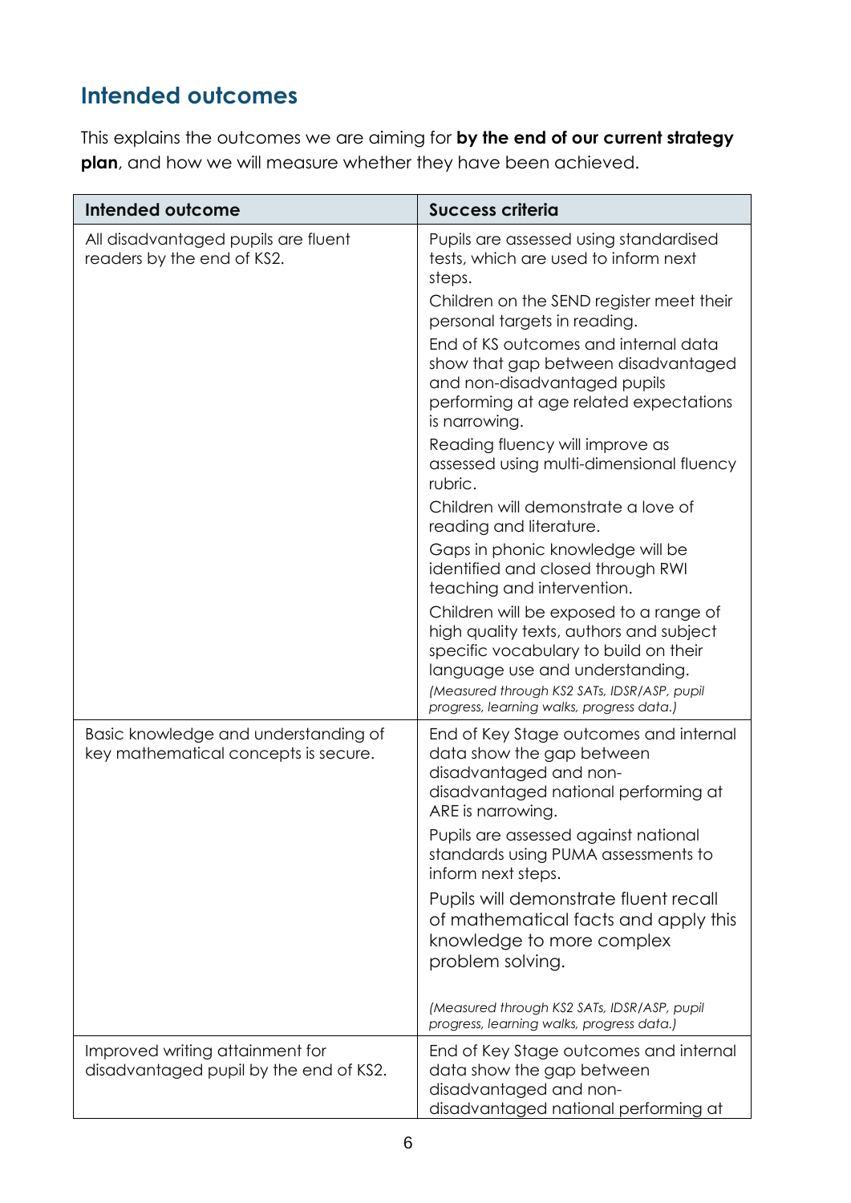## Intended outcomes

This explains the outcomes we are aiming for **by the end of our current strategy plan**, and how we will measure whether they have been achieved.

| Intended outcome | Success criteria |
|---|---|
| All disadvantaged pupils are fluent readers by the end of KS2. | Pupils are assessed using standardised tests, which are used to inform next steps.<br>Children on the SEND register meet their personal targets in reading.<br>End of KS outcomes and internal data show that gap between disadvantaged and non-disadvantaged pupils performing at age related expectations is narrowing.<br>Reading fluency will improve as assessed using multi-dimensional fluency rubric.<br>Children will demonstrate a love of reading and literature.<br>Gaps in phonic knowledge will be identified and closed through RWI teaching and intervention.<br>Children will be exposed to a range of high quality texts, authors and subject specific vocabulary to build on their language use and understanding.<br>*(Measured through KS2 SATs, IDSR/ASP, pupil progress, learning walks, progress data.)* |
| Basic knowledge and understanding of key mathematical concepts is secure. | End of Key Stage outcomes and internal data show the gap between disadvantaged and non-disadvantaged national performing at ARE is narrowing.<br>Pupils are assessed against national standards using PUMA assessments to inform next steps.<br>Pupils will demonstrate fluent recall of mathematical facts and apply this knowledge to more complex problem solving.<br>*(Measured through KS2 SATs, IDSR/ASP, pupil progress, learning walks, progress data.)* |
| Improved writing attainment for disadvantaged pupil by the end of KS2. | End of Key Stage outcomes and internal data show the gap between disadvantaged and non-disadvantaged national performing at |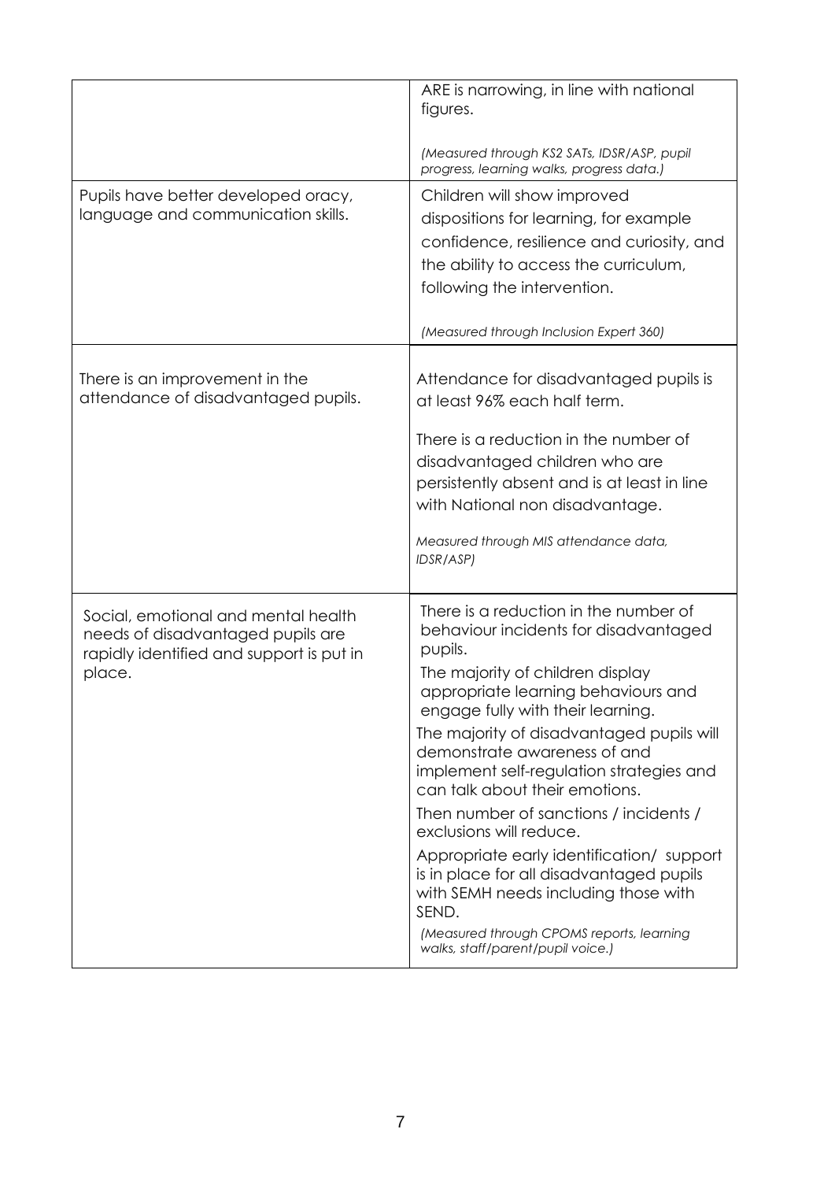| | |
|---|---|
| | ARE is narrowing, in line with national figures.<br><br>*(Measured through KS2 SATs, IDSR/ASP, pupil progress, learning walks, progress data.)* |
| Pupils have better developed oracy, language and communication skills. | Children will show improved dispositions for learning, for example confidence, resilience and curiosity, and the ability to access the curriculum, following the intervention.<br><br>*(Measured through Inclusion Expert 360)* |
| There is an improvement in the attendance of disadvantaged pupils. | Attendance for disadvantaged pupils is at least 96% each half term.<br><br>There is a reduction in the number of disadvantaged children who are persistently absent and is at least in line with National non disadvantage.<br><br>*Measured through MIS attendance data, IDSR/ASP)* |
| Social, emotional and mental health needs of disadvantaged pupils are rapidly identified and support is put in place. | There is a reduction in the number of behaviour incidents for disadvantaged pupils.<br>The majority of children display appropriate learning behaviours and engage fully with their learning.<br>The majority of disadvantaged pupils will demonstrate awareness of and implement self-regulation strategies and can talk about their emotions.<br>Then number of sanctions / incidents / exclusions will reduce.<br>Appropriate early identification/ support is in place for all disadvantaged pupils with SEMH needs including those with SEND.<br>*(Measured through CPOMS reports, learning walks, staff/parent/pupil voice.)* |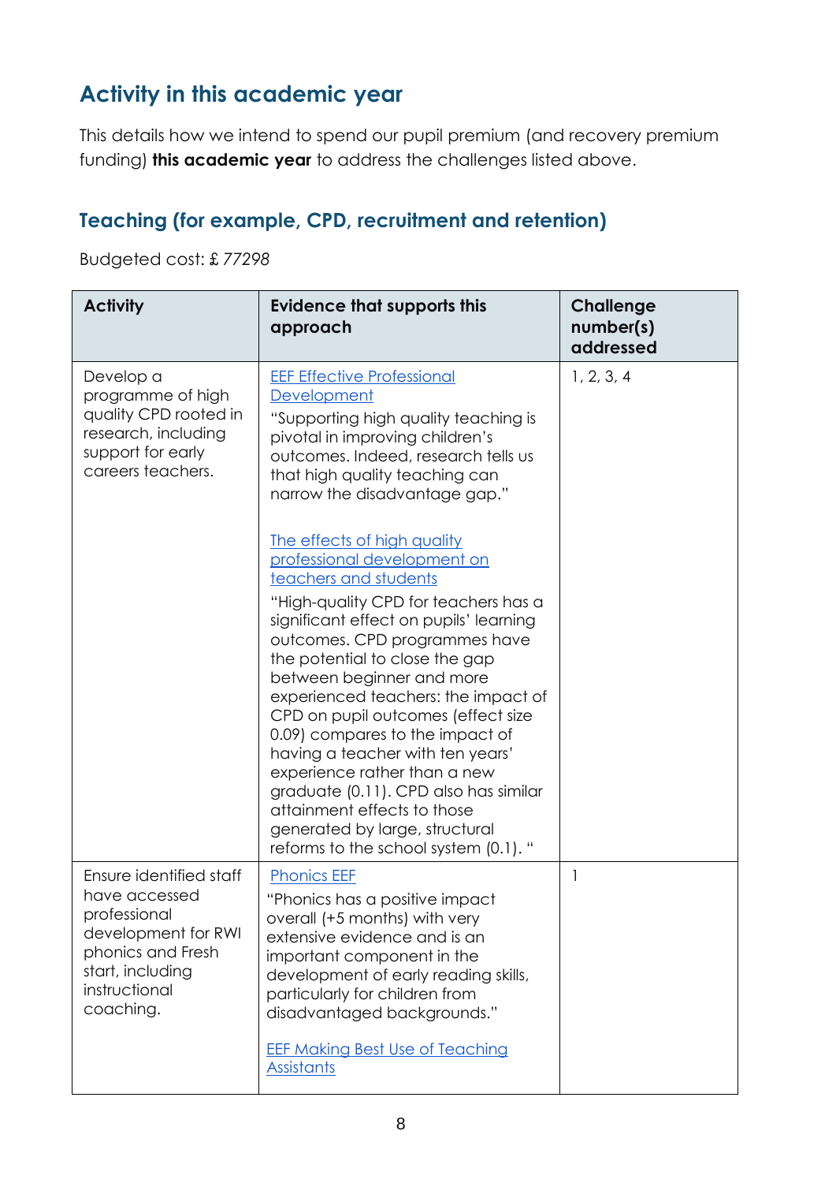## Activity in this academic year

This details how we intend to spend our pupil premium (and recovery premium funding) **this academic year** to address the challenges listed above.

### Teaching (for example, CPD, recruitment and retention)

Budgeted cost: £ *77298*

| Activity | Evidence that supports this approach | Challenge number(s) addressed |
|---|---|---|
| Develop a programme of high quality CPD rooted in research, including support for early careers teachers. | EEF Effective Professional Development<br>"Supporting high quality teaching is pivotal in improving children's outcomes. Indeed, research tells us that high quality teaching can narrow the disadvantage gap."<br><br>The effects of high quality professional development on teachers and students<br>"High-quality CPD for teachers has a significant effect on pupils' learning outcomes. CPD programmes have the potential to close the gap between beginner and more experienced teachers: the impact of CPD on pupil outcomes (effect size 0.09) compares to the impact of having a teacher with ten years' experience rather than a new graduate (0.11). CPD also has similar attainment effects to those generated by large, structural reforms to the school system (0.1). " | 1, 2, 3, 4 |
| Ensure identified staff have accessed professional development for RWI phonics and Fresh start, including instructional coaching. | Phonics EEF<br>"Phonics has a positive impact overall (+5 months) with very extensive evidence and is an important component in the development of early reading skills, particularly for children from disadvantaged backgrounds."<br><br>EEF Making Best Use of Teaching Assistants | 1 |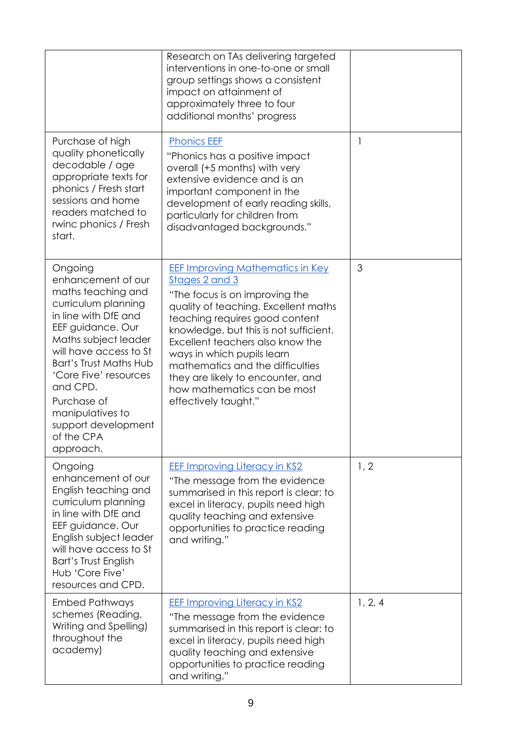| | | |
|---|---|---|
| | Research on TAs delivering targeted interventions in one-to-one or small group settings shows a consistent impact on attainment of approximately three to four additional months' progress | |
| Purchase of high quality phonetically decodable / age appropriate texts for phonics / Fresh start sessions and home readers matched to rwinc phonics / Fresh start. | Phonics EEF<br>"Phonics has a positive impact overall (+5 months) with very extensive evidence and is an important component in the development of early reading skills, particularly for children from disadvantaged backgrounds." | 1 |
| Ongoing enhancement of our maths teaching and curriculum planning in line with DfE and EEF guidance. Our Maths subject leader will have access to St Bart's Trust Maths Hub 'Core Five' resources and CPD.<br>Purchase of manipulatives to support development of the CPA approach. | EEF Improving Mathematics in Key Stages 2 and 3<br>"The focus is on improving the quality of teaching. Excellent maths teaching requires good content knowledge, but this is not sufficient. Excellent teachers also know the ways in which pupils learn mathematics and the difficulties they are likely to encounter, and how mathematics can be most effectively taught." | 3 |
| Ongoing enhancement of our English teaching and curriculum planning in line with DfE and EEF guidance. Our English subject leader will have access to St Bart's Trust English Hub 'Core Five' resources and CPD. | EEF Improving Literacy in KS2<br>"The message from the evidence summarised in this report is clear: to excel in literacy, pupils need high quality teaching and extensive opportunities to practice reading and writing." | 1, 2 |
| Embed Pathways schemes (Reading, Writing and Spelling) throughout the academy) | EEF Improving Literacy in KS2<br>"The message from the evidence summarised in this report is clear: to excel in literacy, pupils need high quality teaching and extensive opportunities to practice reading and writing." | 1, 2, 4 |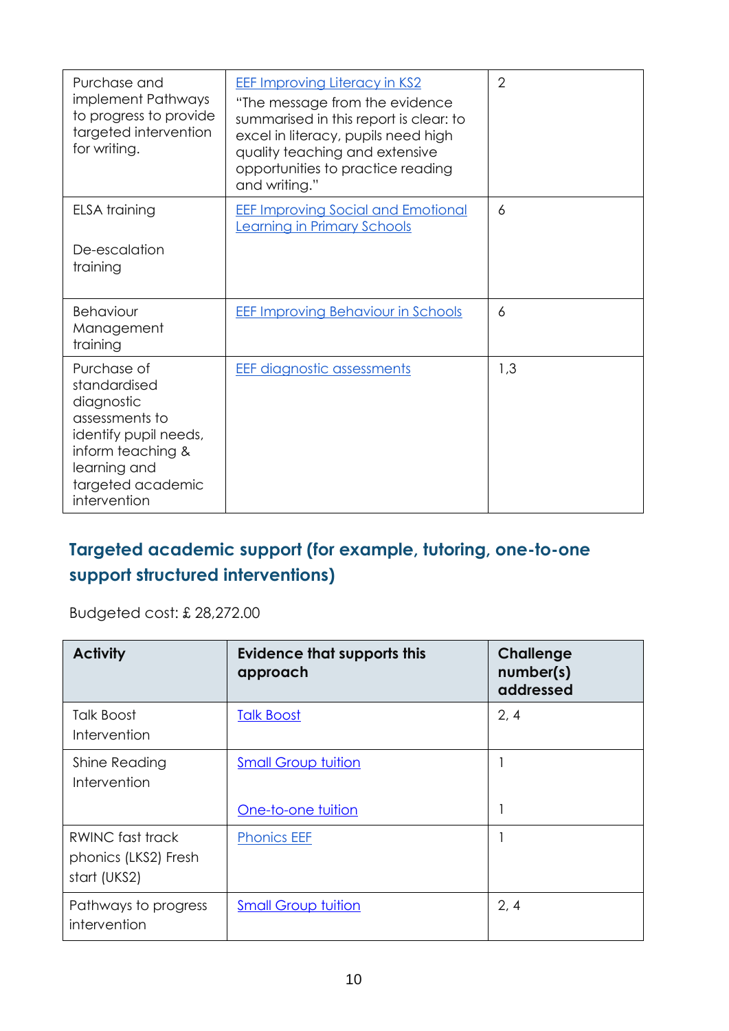| | | |
|---|---|---|
| Purchase and implement Pathways to progress to provide targeted intervention for writing. | EEF Improving Literacy in KS2<br>"The message from the evidence summarised in this report is clear: to excel in literacy, pupils need high quality teaching and extensive opportunities to practice reading and writing." | 2 |
| ELSA training<br><br>De-escalation training | EEF Improving Social and Emotional Learning in Primary Schools | 6 |
| Behaviour Management training | EEF Improving Behaviour in Schools | 6 |
| Purchase of standardised diagnostic assessments to identify pupil needs, inform teaching & learning and targeted academic intervention | EEF diagnostic assessments | 1,3 |

## Targeted academic support (for example, tutoring, one-to-one support structured interventions)

Budgeted cost: £ 28,272.00

| Activity | Evidence that supports this approach | Challenge number(s) addressed |
|---|---|---|
| Talk Boost Intervention | Talk Boost | 2, 4 |
| Shine Reading Intervention | Small Group tuition<br><br>One-to-one tuition | 1<br><br>1 |
| RWINC fast track phonics (LKS2) Fresh start (UKS2) | Phonics EEF | 1 |
| Pathways to progress intervention | Small Group tuition | 2, 4 |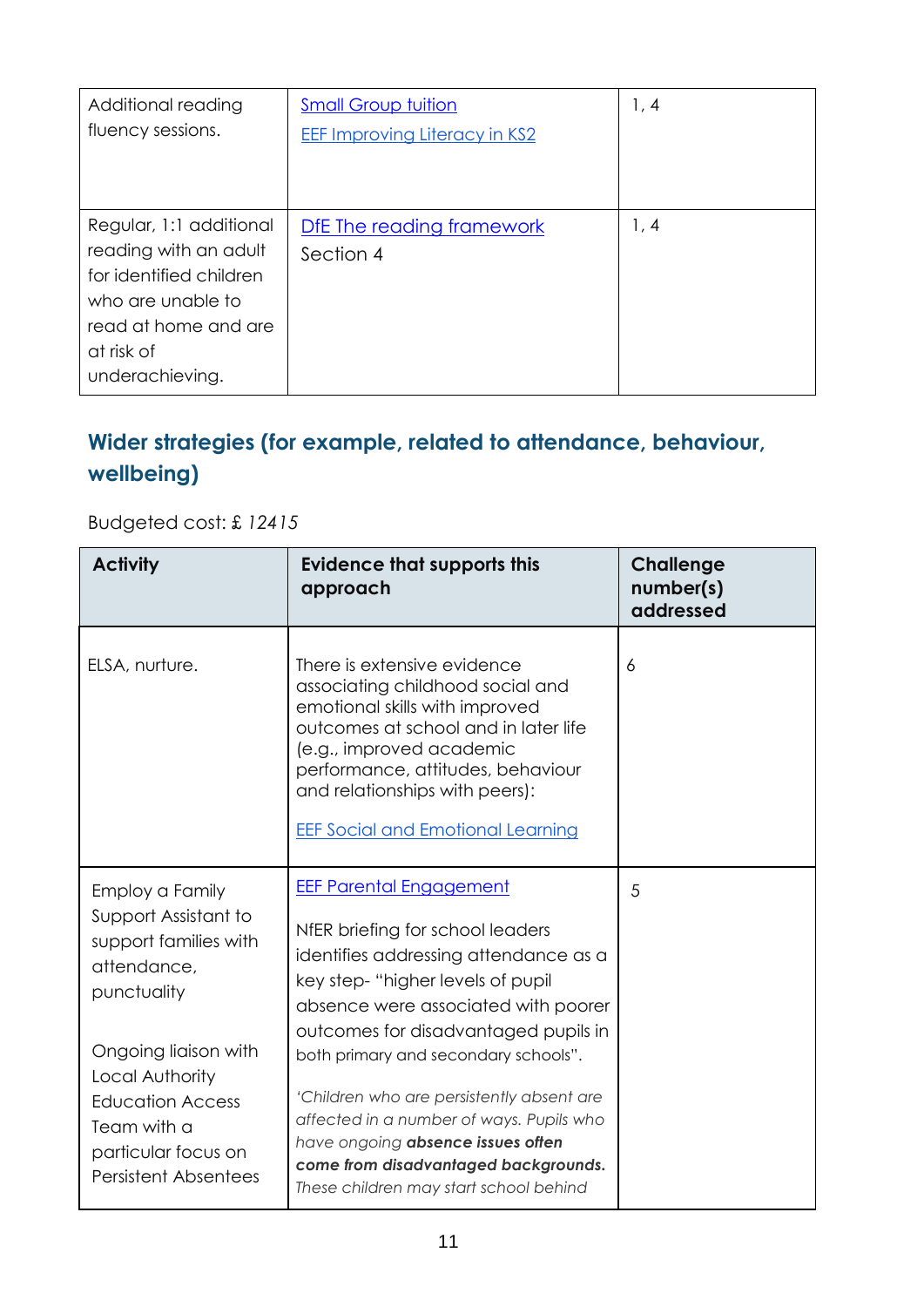| | | |
|---|---|---|
| Additional reading fluency sessions. | Small Group tuition<br>EEF Improving Literacy in KS2 | 1, 4 |
| Regular, 1:1 additional reading with an adult for identified children who are unable to read at home and are at risk of underachieving. | DfE The reading framework<br>Section 4 | 1, 4 |

## Wider strategies (for example, related to attendance, behaviour, wellbeing)

Budgeted cost: £ *12415*

| Activity | Evidence that supports this approach | Challenge number(s) addressed |
|---|---|---|
| ELSA, nurture. | There is extensive evidence associating childhood social and emotional skills with improved outcomes at school and in later life (e.g., improved academic performance, attitudes, behaviour and relationships with peers):<br><br>EEF Social and Emotional Learning | 6 |
| Employ a Family Support Assistant to support families with attendance, punctuality<br><br>Ongoing liaison with Local Authority Education Access Team with a particular focus on Persistent Absentees | EEF Parental Engagement<br><br>NfER briefing for school leaders identifies addressing attendance as a key step- "higher levels of pupil absence were associated with poorer outcomes for disadvantaged pupils in both primary and secondary schools".<br><br>*'Children who are persistently absent are affected in a number of ways. Pupils who have ongoing **absence issues often come from disadvantaged backgrounds.** These children may start school behind* | 5 |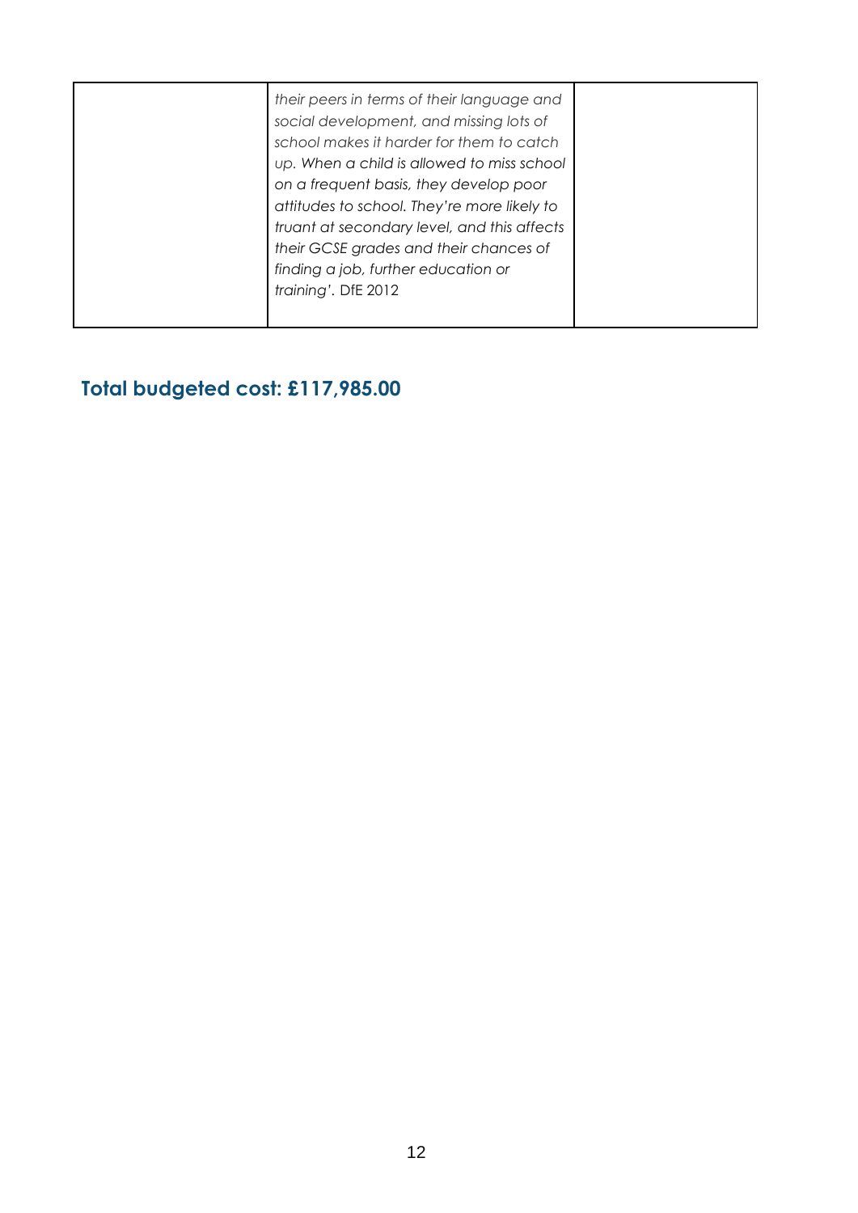| | | |
|---|---|---|
| | *their peers in terms of their language and social development, and missing lots of school makes it harder for them to catch up. When a child is allowed to miss school on a frequent basis, they develop poor attitudes to school. They're more likely to truant at secondary level, and this affects their GCSE grades and their chances of finding a job, further education or training'*. DfE 2012 | |

## Total budgeted cost: £117,985.00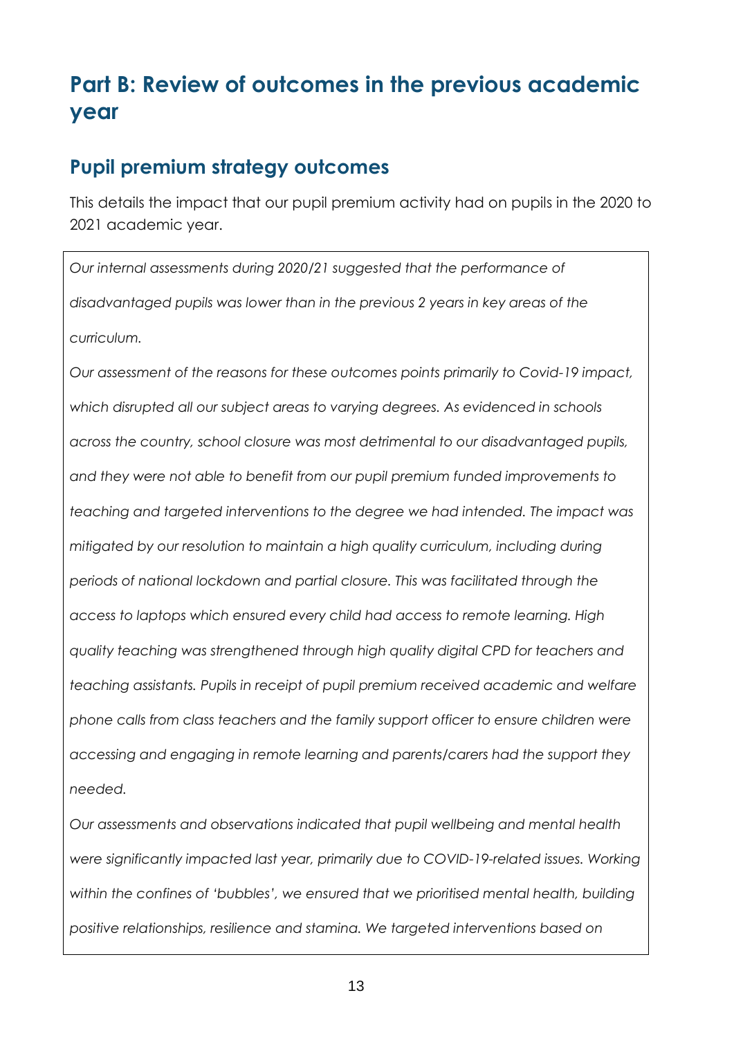# Part B: Review of outcomes in the previous academic year

## Pupil premium strategy outcomes

This details the impact that our pupil premium activity had on pupils in the 2020 to 2021 academic year.

*Our internal assessments during 2020/21 suggested that the performance of disadvantaged pupils was lower than in the previous 2 years in key areas of the curriculum.*

*Our assessment of the reasons for these outcomes points primarily to Covid-19 impact, which disrupted all our subject areas to varying degrees. As evidenced in schools across the country, school closure was most detrimental to our disadvantaged pupils, and they were not able to benefit from our pupil premium funded improvements to teaching and targeted interventions to the degree we had intended. The impact was mitigated by our resolution to maintain a high quality curriculum, including during periods of national lockdown and partial closure. This was facilitated through the access to laptops which ensured every child had access to remote learning. High quality teaching was strengthened through high quality digital CPD for teachers and teaching assistants. Pupils in receipt of pupil premium received academic and welfare phone calls from class teachers and the family support officer to ensure children were accessing and engaging in remote learning and parents/carers had the support they needed.*

*Our assessments and observations indicated that pupil wellbeing and mental health were significantly impacted last year, primarily due to COVID-19-related issues. Working within the confines of 'bubbles', we ensured that we prioritised mental health, building positive relationships, resilience and stamina. We targeted interventions based on*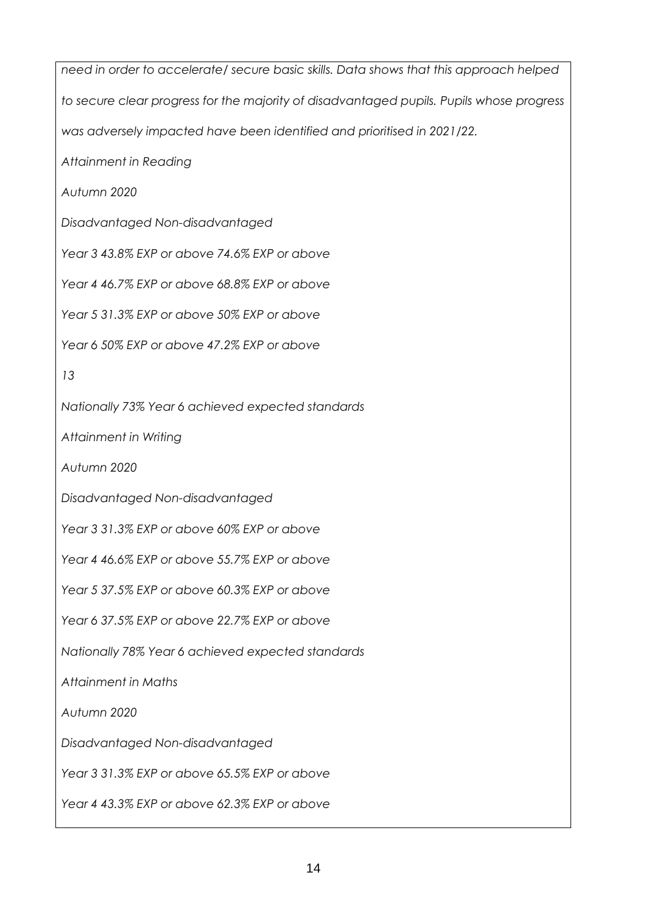*need in order to accelerate/ secure basic skills. Data shows that this approach helped to secure clear progress for the majority of disadvantaged pupils. Pupils whose progress was adversely impacted have been identified and prioritised in 2021/22.*

*Attainment in Reading*

*Autumn 2020*

*Disadvantaged Non-disadvantaged*

*Year 3 43.8% EXP or above 74.6% EXP or above*

*Year 4 46.7% EXP or above 68.8% EXP or above*

*Year 5 31.3% EXP or above 50% EXP or above*

*Year 6 50% EXP or above 47.2% EXP or above*

*13*

*Nationally 73% Year 6 achieved expected standards*

*Attainment in Writing*

*Autumn 2020*

*Disadvantaged Non-disadvantaged*

*Year 3 31.3% EXP or above 60% EXP or above*

*Year 4 46.6% EXP or above 55.7% EXP or above*

*Year 5 37.5% EXP or above 60.3% EXP or above*

*Year 6 37.5% EXP or above 22.7% EXP or above*

*Nationally 78% Year 6 achieved expected standards*

*Attainment in Maths*

*Autumn 2020*

*Disadvantaged Non-disadvantaged*

*Year 3 31.3% EXP or above 65.5% EXP or above*

*Year 4 43.3% EXP or above 62.3% EXP or above*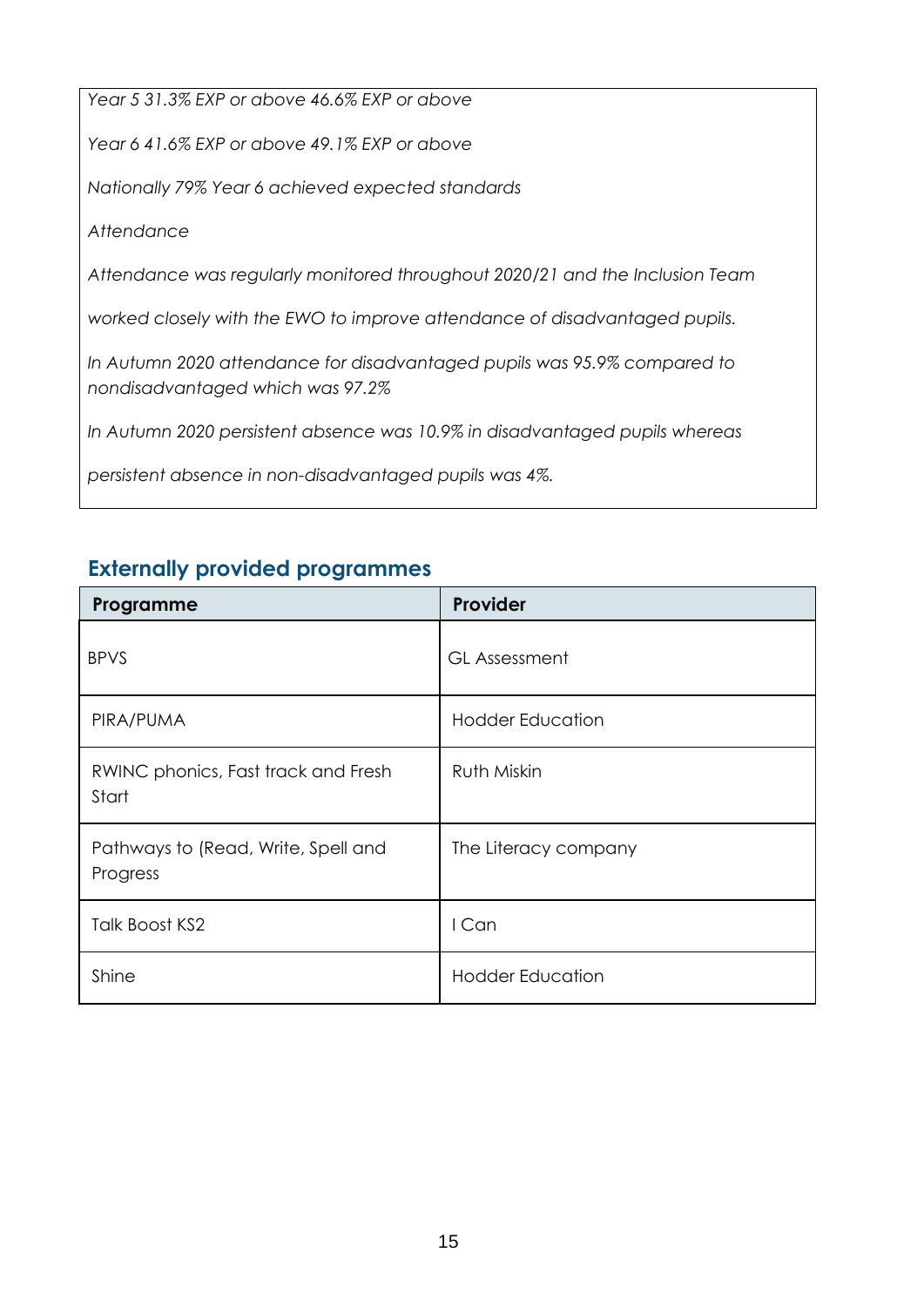*Year 5 31.3% EXP or above 46.6% EXP or above*

*Year 6 41.6% EXP or above 49.1% EXP or above*

*Nationally 79% Year 6 achieved expected standards*

*Attendance*

*Attendance was regularly monitored throughout 2020/21 and the Inclusion Team*

*worked closely with the EWO to improve attendance of disadvantaged pupils.*

*In Autumn 2020 attendance for disadvantaged pupils was 95.9% compared to nondisadvantaged which was 97.2%*

*In Autumn 2020 persistent absence was 10.9% in disadvantaged pupils whereas*

*persistent absence in non-disadvantaged pupils was 4%.*

## Externally provided programmes

| Programme | Provider |
|---|---|
| BPVS | GL Assessment |
| PIRA/PUMA | Hodder Education |
| RWINC phonics, Fast track and Fresh Start | Ruth Miskin |
| Pathways to (Read, Write, Spell and Progress | The Literacy company |
| Talk Boost KS2 | I Can |
| Shine | Hodder Education |